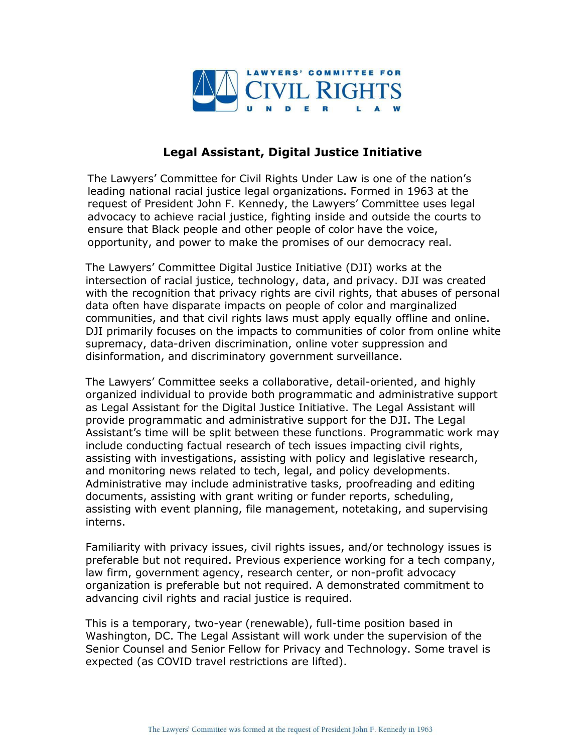LAWYERS' COMMITTEE FOR CIVIL RIGHTS UNDER LAW

# Legal Assistant, Digital Justice Initiative

The Lawyers' Committee for Civil Rights Under Law is one of the nation's leading national racial justice legal organizations. Formed in 1963 at the request of President John F. Kennedy, the Lawyers' Committee uses legal advocacy to achieve racial justice, fighting inside and outside the courts to ensure that Black people and other people of color have the voice, opportunity, and power to make the promises of our democracy real.

The Lawyers' Committee Digital Justice Initiative (DJI) works at the intersection of racial justice, technology, data, and privacy. DJI was created with the recognition that privacy rights are civil rights, that abuses of personal data often have disparate impacts on people of color and marginalized communities, and that civil rights laws must apply equally offline and online. DJI primarily focuses on the impacts to communities of color from online white supremacy, data-driven discrimination, online voter suppression and disinformation, and discriminatory government surveillance.

The Lawyers' Committee seeks a collaborative, detail-oriented, and highly organized individual to provide both programmatic and administrative support as Legal Assistant for the Digital Justice Initiative. The Legal Assistant will provide programmatic and administrative support for the DJI. The Legal Assistant's time will be split between these functions. Programmatic work may include conducting factual research of tech issues impacting civil rights, assisting with investigations, assisting with policy and legislative research, and monitoring news related to tech, legal, and policy developments. Administrative may include administrative tasks, proofreading and editing documents, assisting with grant writing or funder reports, scheduling, assisting with event planning, file management, notetaking, and supervising interns.

Familiarity with privacy issues, civil rights issues, and/or technology issues is preferable but not required. Previous experience working for a tech company, law firm, government agency, research center, or non-profit advocacy organization is preferable but not required. A demonstrated commitment to advancing civil rights and racial justice is required.

This is a temporary, two-year (renewable), full-time position based in Washington, DC. The Legal Assistant will work under the supervision of the Senior Counsel and Senior Fellow for Privacy and Technology. Some travel is expected (as COVID travel restrictions are lifted).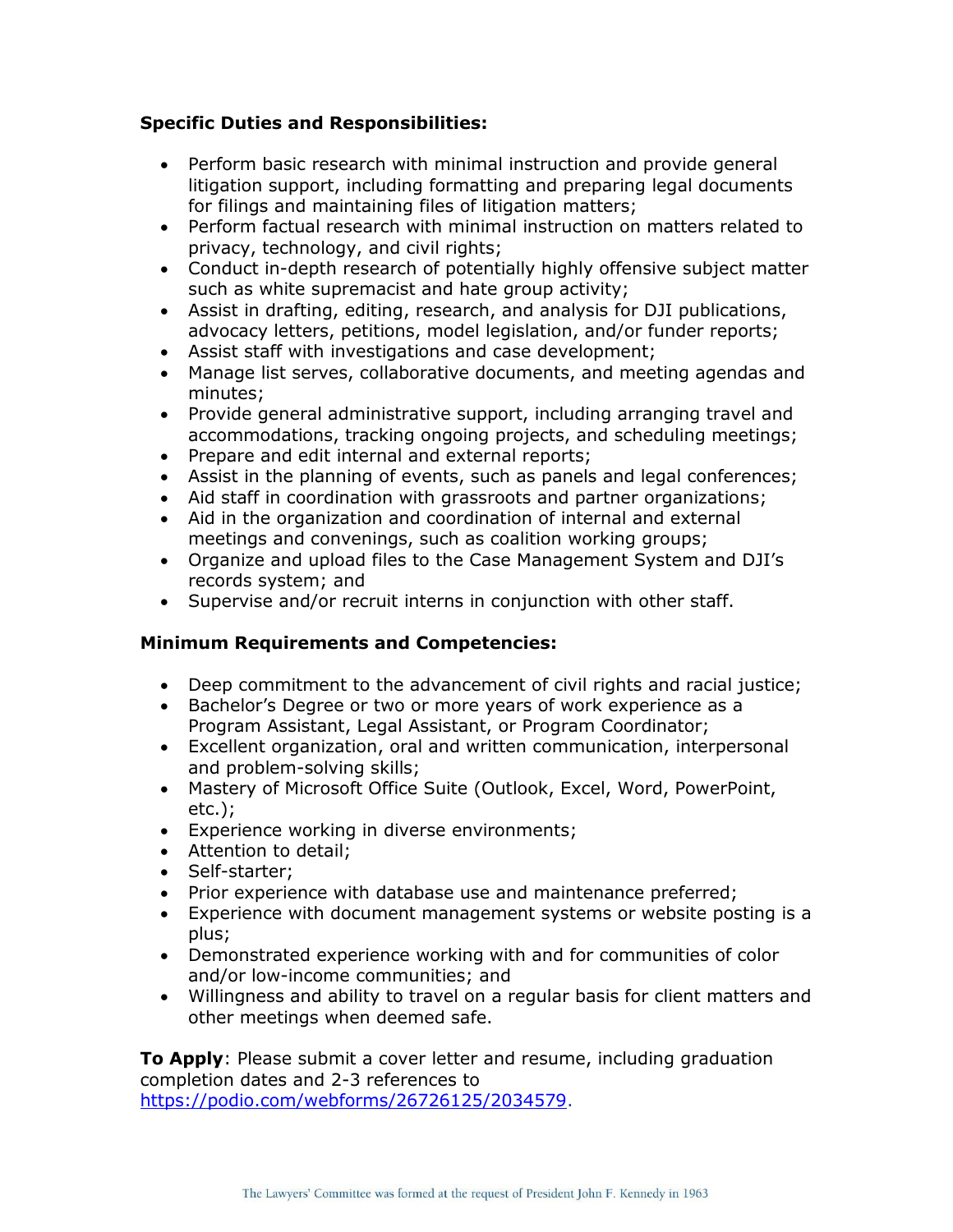**Specific Duties and Responsibilities:**

- Perform basic research with minimal instruction and provide general litigation support, including formatting and preparing legal documents for filings and maintaining files of litigation matters;
- Perform factual research with minimal instruction on matters related to privacy, technology, and civil rights;
- Conduct in-depth research of potentially highly offensive subject matter such as white supremacist and hate group activity;
- Assist in drafting, editing, research, and analysis for DJI publications, advocacy letters, petitions, model legislation, and/or funder reports;
- Assist staff with investigations and case development;
- Manage list serves, collaborative documents, and meeting agendas and minutes;
- Provide general administrative support, including arranging travel and accommodations, tracking ongoing projects, and scheduling meetings;
- Prepare and edit internal and external reports;
- Assist in the planning of events, such as panels and legal conferences;
- Aid staff in coordination with grassroots and partner organizations;
- Aid in the organization and coordination of internal and external meetings and convenings, such as coalition working groups;
- Organize and upload files to the Case Management System and DJI's records system; and
- Supervise and/or recruit interns in conjunction with other staff.

**Minimum Requirements and Competencies:**

- Deep commitment to the advancement of civil rights and racial justice;
- Bachelor's Degree or two or more years of work experience as a Program Assistant, Legal Assistant, or Program Coordinator;
- Excellent organization, oral and written communication, interpersonal and problem-solving skills;
- Mastery of Microsoft Office Suite (Outlook, Excel, Word, PowerPoint, etc.);
- Experience working in diverse environments;
- Attention to detail;
- Self-starter;
- Prior experience with database use and maintenance preferred;
- Experience with document management systems or website posting is a plus;
- Demonstrated experience working with and for communities of color and/or low-income communities; and
- Willingness and ability to travel on a regular basis for client matters and other meetings when deemed safe.

**To Apply**: Please submit a cover letter and resume, including graduation completion dates and 2-3 references to https://podio.com/webforms/26726125/2034579.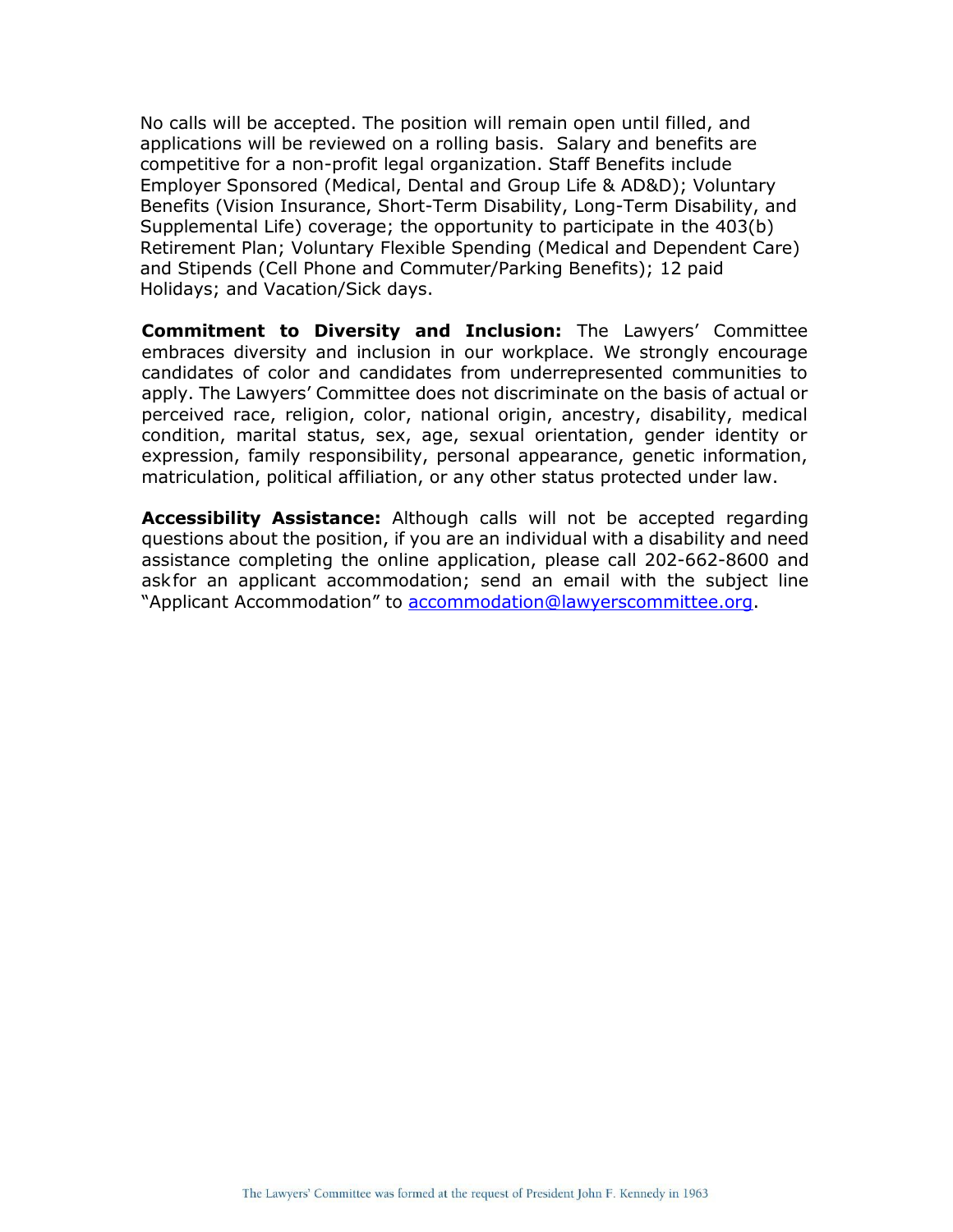No calls will be accepted. The position will remain open until filled, and applications will be reviewed on a rolling basis. Salary and benefits are competitive for a non-profit legal organization. Staff Benefits include Employer Sponsored (Medical, Dental and Group Life & AD&D); Voluntary Benefits (Vision Insurance, Short-Term Disability, Long-Term Disability, and Supplemental Life) coverage; the opportunity to participate in the 403(b) Retirement Plan; Voluntary Flexible Spending (Medical and Dependent Care) and Stipends (Cell Phone and Commuter/Parking Benefits); 12 paid Holidays; and Vacation/Sick days.

**Commitment to Diversity and Inclusion:** The Lawyers' Committee embraces diversity and inclusion in our workplace. We strongly encourage candidates of color and candidates from underrepresented communities to apply. The Lawyers' Committee does not discriminate on the basis of actual or perceived race, religion, color, national origin, ancestry, disability, medical condition, marital status, sex, age, sexual orientation, gender identity or expression, family responsibility, personal appearance, genetic information, matriculation, political affiliation, or any other status protected under law.

**Accessibility Assistance:** Although calls will not be accepted regarding questions about the position, if you are an individual with a disability and need assistance completing the online application, please call 202-662-8600 and ask for an applicant accommodation; send an email with the subject line "Applicant Accommodation" to accommodation@lawyerscommittee.org.